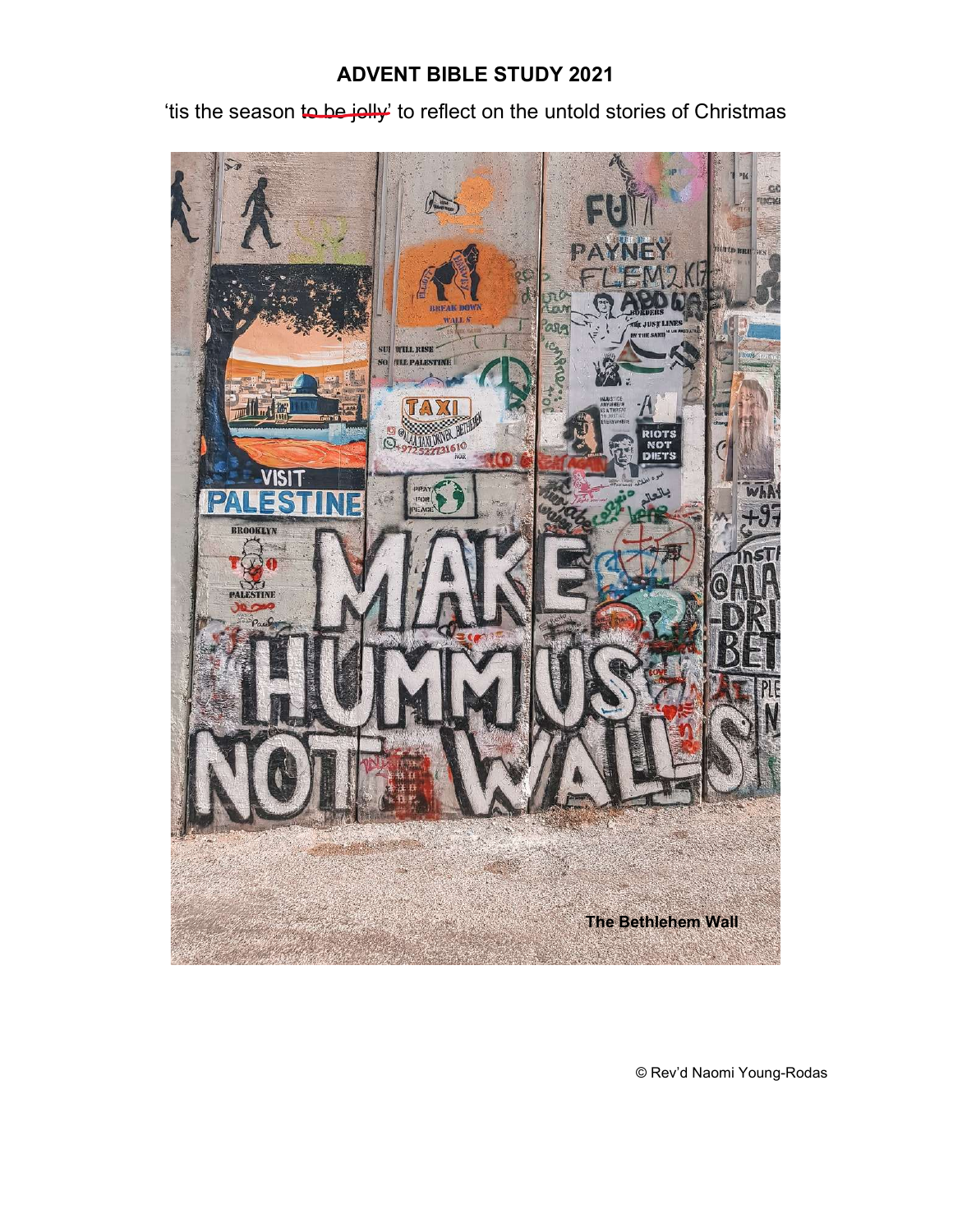# ADVENT BIBLE STUDY 2021

'tis the season ~~to be jolly'~~ to reflect on the untold stories of Christmas

The Bethlehem Wall

© Rev'd Naomi Young-Rodas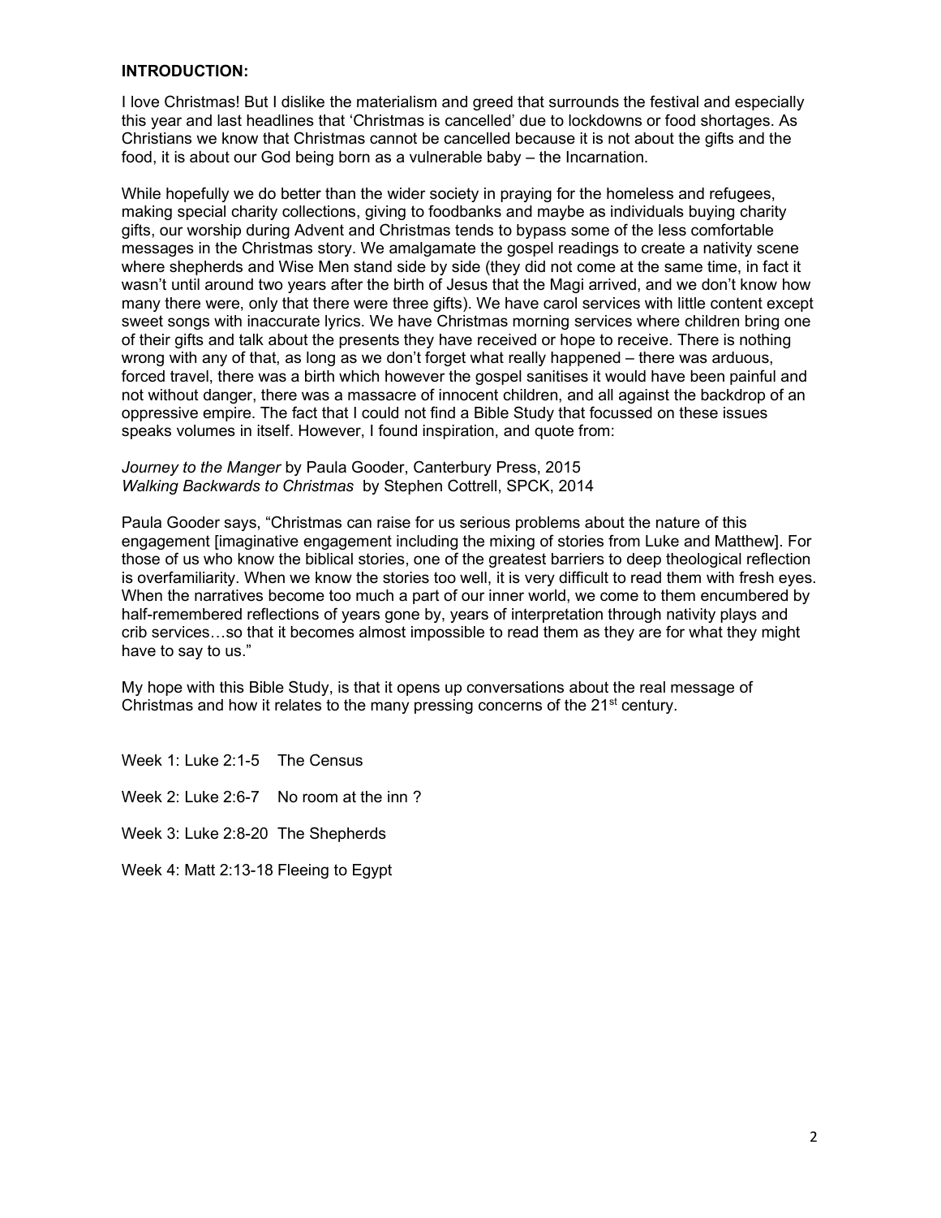**INTRODUCTION:**

I love Christmas! But I dislike the materialism and greed that surrounds the festival and especially this year and last headlines that 'Christmas is cancelled' due to lockdowns or food shortages. As Christians we know that Christmas cannot be cancelled because it is not about the gifts and the food, it is about our God being born as a vulnerable baby – the Incarnation.

While hopefully we do better than the wider society in praying for the homeless and refugees, making special charity collections, giving to foodbanks and maybe as individuals buying charity gifts, our worship during Advent and Christmas tends to bypass some of the less comfortable messages in the Christmas story. We amalgamate the gospel readings to create a nativity scene where shepherds and Wise Men stand side by side (they did not come at the same time, in fact it wasn't until around two years after the birth of Jesus that the Magi arrived, and we don't know how many there were, only that there were three gifts). We have carol services with little content except sweet songs with inaccurate lyrics. We have Christmas morning services where children bring one of their gifts and talk about the presents they have received or hope to receive. There is nothing wrong with any of that, as long as we don't forget what really happened – there was arduous, forced travel, there was a birth which however the gospel sanitises it would have been painful and not without danger, there was a massacre of innocent children, and all against the backdrop of an oppressive empire. The fact that I could not find a Bible Study that focussed on these issues speaks volumes in itself. However, I found inspiration, and quote from:

*Journey to the Manger* by Paula Gooder, Canterbury Press, 2015
*Walking Backwards to Christmas* by Stephen Cottrell, SPCK, 2014

Paula Gooder says, "Christmas can raise for us serious problems about the nature of this engagement [imaginative engagement including the mixing of stories from Luke and Matthew]. For those of us who know the biblical stories, one of the greatest barriers to deep theological reflection is overfamiliarity. When we know the stories too well, it is very difficult to read them with fresh eyes. When the narratives become too much a part of our inner world, we come to them encumbered by half-remembered reflections of years gone by, years of interpretation through nativity plays and crib services…so that it becomes almost impossible to read them as they are for what they might have to say to us."

My hope with this Bible Study, is that it opens up conversations about the real message of Christmas and how it relates to the many pressing concerns of the 21st century.

Week 1: Luke 2:1-5 The Census

Week 2: Luke 2:6-7 No room at the inn ?

Week 3: Luke 2:8-20 The Shepherds

Week 4: Matt 2:13-18 Fleeing to Egypt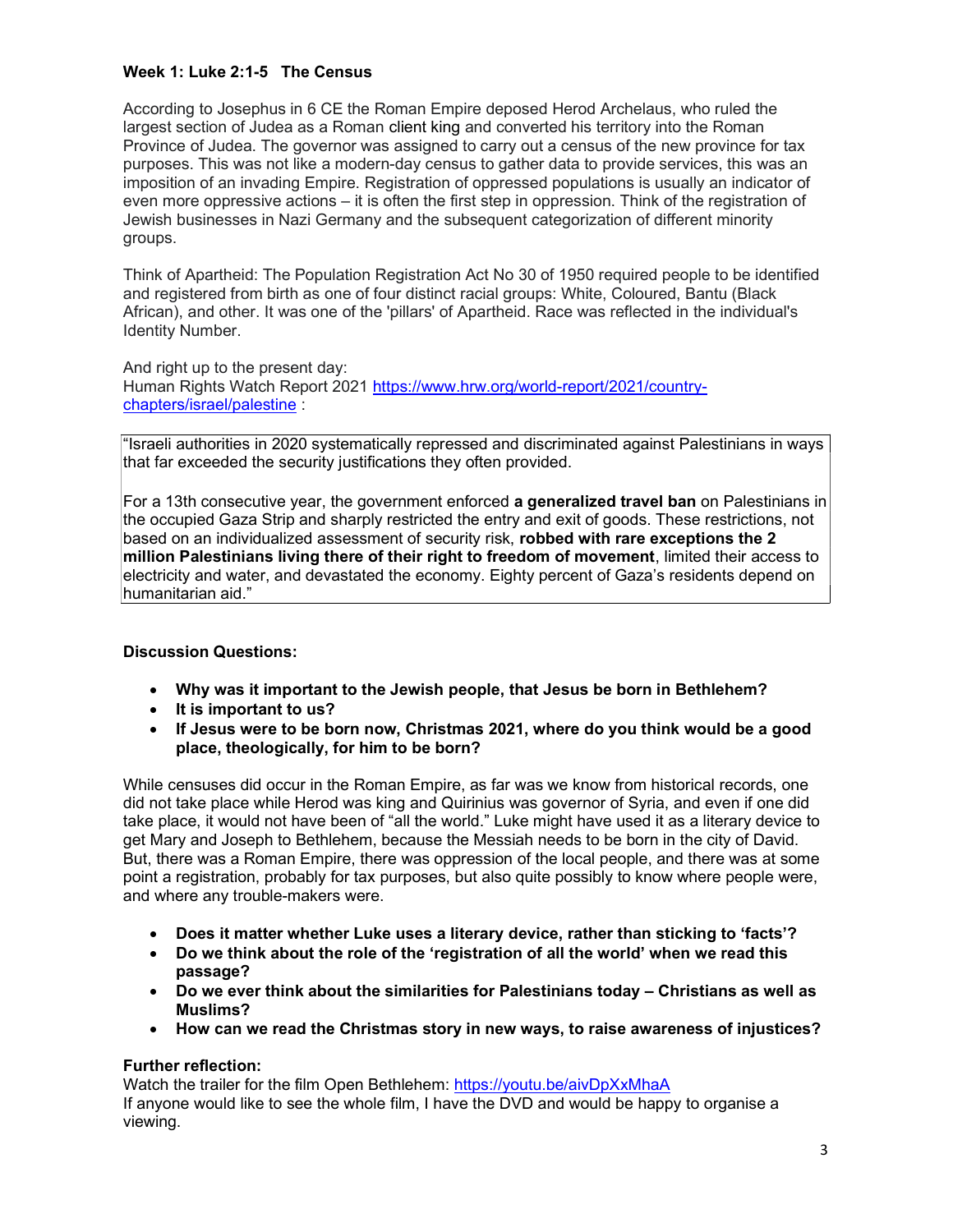**Week 1: Luke 2:1-5 The Census**

According to Josephus in 6 CE the Roman Empire deposed Herod Archelaus, who ruled the largest section of Judea as a Roman client king and converted his territory into the Roman Province of Judea. The governor was assigned to carry out a census of the new province for tax purposes. This was not like a modern-day census to gather data to provide services, this was an imposition of an invading Empire. Registration of oppressed populations is usually an indicator of even more oppressive actions – it is often the first step in oppression. Think of the registration of Jewish businesses in Nazi Germany and the subsequent categorization of different minority groups.

Think of Apartheid: The Population Registration Act No 30 of 1950 required people to be identified and registered from birth as one of four distinct racial groups: White, Coloured, Bantu (Black African), and other. It was one of the 'pillars' of Apartheid. Race was reflected in the individual's Identity Number.

And right up to the present day:
Human Rights Watch Report 2021 [https://www.hrw.org/world-report/2021/country-chapters/israel/palestine](https://www.hrw.org/world-report/2021/country-chapters/israel/palestine) :

> "Israeli authorities in 2020 systematically repressed and discriminated against Palestinians in ways that far exceeded the security justifications they often provided.
>
> For a 13th consecutive year, the government enforced **a generalized travel ban** on Palestinians in the occupied Gaza Strip and sharply restricted the entry and exit of goods. These restrictions, not based on an individualized assessment of security risk, **robbed with rare exceptions the 2 million Palestinians living there of their right to freedom of movement**, limited their access to electricity and water, and devastated the economy. Eighty percent of Gaza's residents depend on humanitarian aid."

**Discussion Questions:**

- **Why was it important to the Jewish people, that Jesus be born in Bethlehem?**
- **It is important to us?**
- **If Jesus were to be born now, Christmas 2021, where do you think would be a good place, theologically, for him to be born?**

While censuses did occur in the Roman Empire, as far was we know from historical records, one did not take place while Herod was king and Quirinius was governor of Syria, and even if one did take place, it would not have been of "all the world." Luke might have used it as a literary device to get Mary and Joseph to Bethlehem, because the Messiah needs to be born in the city of David. But, there was a Roman Empire, there was oppression of the local people, and there was at some point a registration, probably for tax purposes, but also quite possibly to know where people were, and where any trouble-makers were.

- **Does it matter whether Luke uses a literary device, rather than sticking to 'facts'?**
- **Do we think about the role of the 'registration of all the world' when we read this passage?**
- **Do we ever think about the similarities for Palestinians today – Christians as well as Muslims?**
- **How can we read the Christmas story in new ways, to raise awareness of injustices?**

**Further reflection:**
Watch the trailer for the film Open Bethlehem: [https://youtu.be/aivDpXxMhaA](https://youtu.be/aivDpXxMhaA)
If anyone would like to see the whole film, I have the DVD and would be happy to organise a viewing.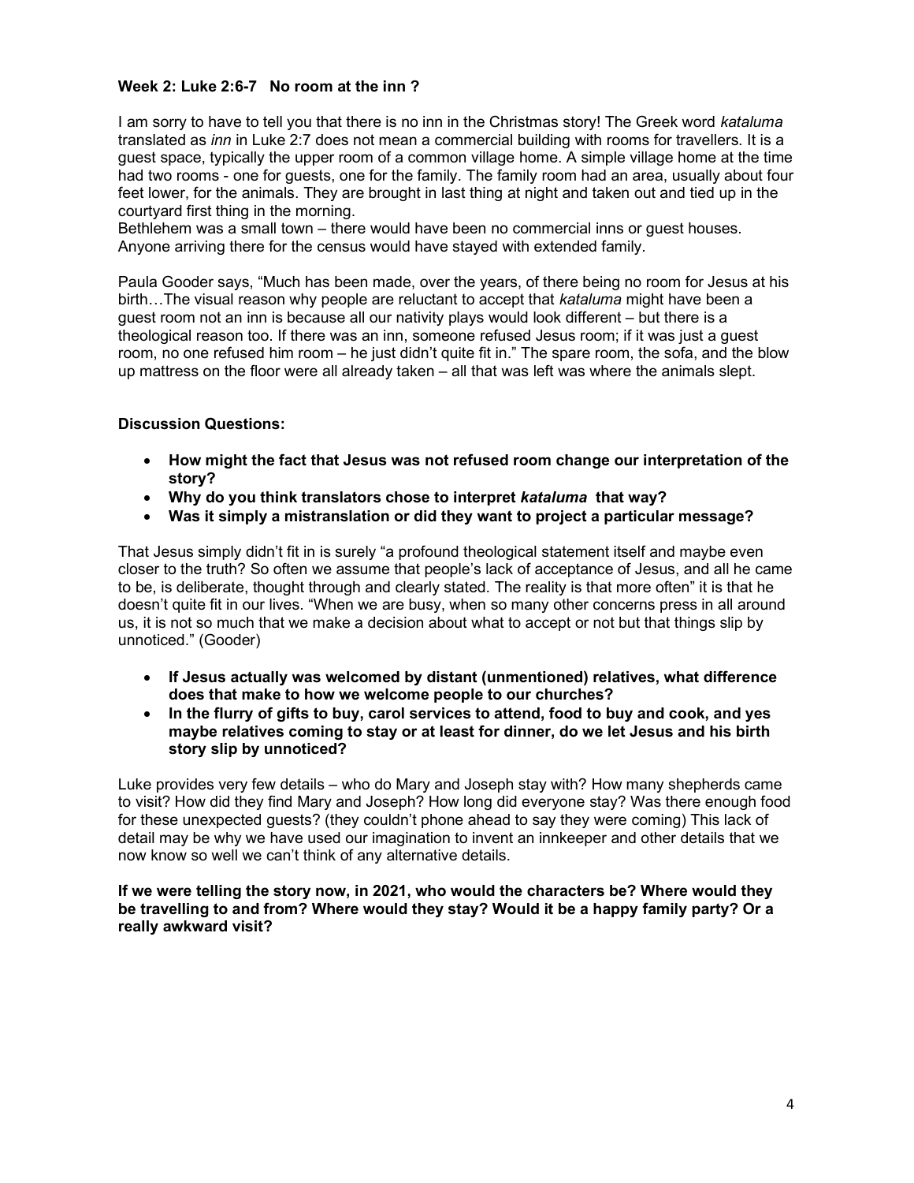**Week 2: Luke 2:6-7 No room at the inn ?**

I am sorry to have to tell you that there is no inn in the Christmas story! The Greek word *kataluma* translated as *inn* in Luke 2:7 does not mean a commercial building with rooms for travellers. It is a guest space, typically the upper room of a common village home. A simple village home at the time had two rooms - one for guests, one for the family. The family room had an area, usually about four feet lower, for the animals. They are brought in last thing at night and taken out and tied up in the courtyard first thing in the morning.
Bethlehem was a small town – there would have been no commercial inns or guest houses. Anyone arriving there for the census would have stayed with extended family.

Paula Gooder says, "Much has been made, over the years, of there being no room for Jesus at his birth…The visual reason why people are reluctant to accept that *kataluma* might have been a guest room not an inn is because all our nativity plays would look different – but there is a theological reason too. If there was an inn, someone refused Jesus room; if it was just a guest room, no one refused him room – he just didn't quite fit in." The spare room, the sofa, and the blow up mattress on the floor were all already taken – all that was left was where the animals slept.

**Discussion Questions:**

- **How might the fact that Jesus was not refused room change our interpretation of the story?**
- **Why do you think translators chose to interpret *kataluma* that way?**
- **Was it simply a mistranslation or did they want to project a particular message?**

That Jesus simply didn't fit in is surely "a profound theological statement itself and maybe even closer to the truth? So often we assume that people's lack of acceptance of Jesus, and all he came to be, is deliberate, thought through and clearly stated. The reality is that more often" it is that he doesn't quite fit in our lives. "When we are busy, when so many other concerns press in all around us, it is not so much that we make a decision about what to accept or not but that things slip by unnoticed." (Gooder)

- **If Jesus actually was welcomed by distant (unmentioned) relatives, what difference does that make to how we welcome people to our churches?**
- **In the flurry of gifts to buy, carol services to attend, food to buy and cook, and yes maybe relatives coming to stay or at least for dinner, do we let Jesus and his birth story slip by unnoticed?**

Luke provides very few details – who do Mary and Joseph stay with? How many shepherds came to visit? How did they find Mary and Joseph? How long did everyone stay? Was there enough food for these unexpected guests? (they couldn't phone ahead to say they were coming) This lack of detail may be why we have used our imagination to invent an innkeeper and other details that we now know so well we can't think of any alternative details.

**If we were telling the story now, in 2021, who would the characters be? Where would they be travelling to and from? Where would they stay? Would it be a happy family party? Or a really awkward visit?**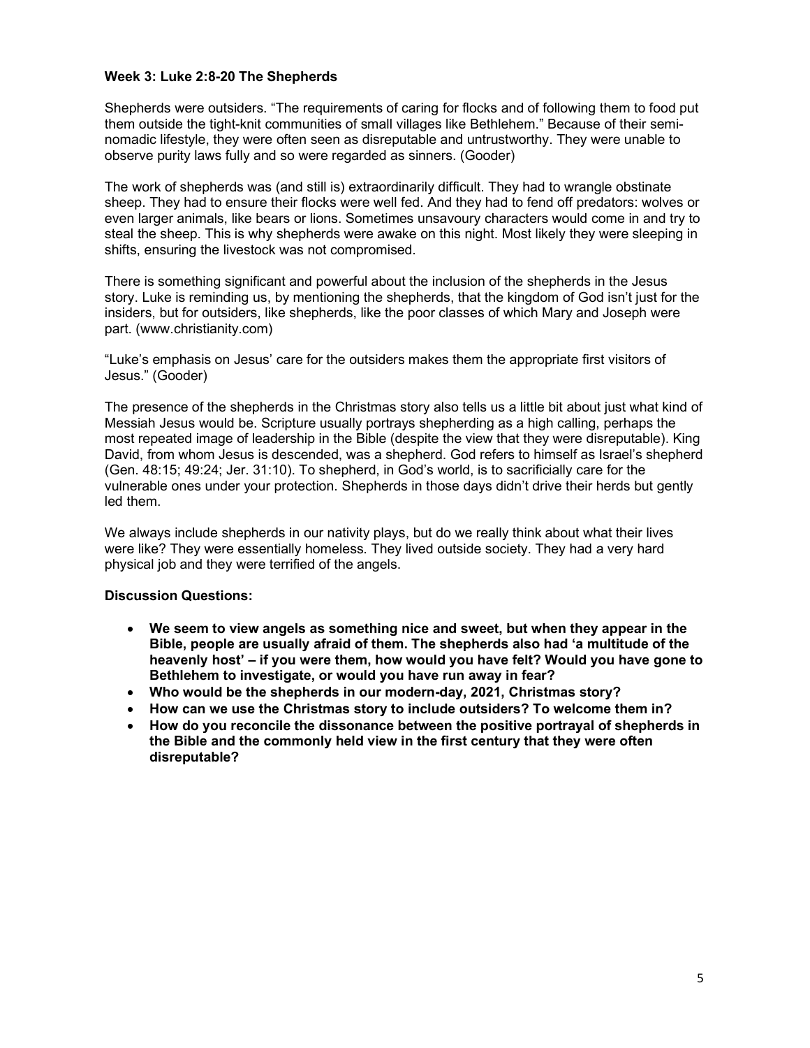**Week 3: Luke 2:8-20 The Shepherds**

Shepherds were outsiders. "The requirements of caring for flocks and of following them to food put them outside the tight-knit communities of small villages like Bethlehem." Because of their semi-nomadic lifestyle, they were often seen as disreputable and untrustworthy. They were unable to observe purity laws fully and so were regarded as sinners. (Gooder)

The work of shepherds was (and still is) extraordinarily difficult. They had to wrangle obstinate sheep. They had to ensure their flocks were well fed. And they had to fend off predators: wolves or even larger animals, like bears or lions. Sometimes unsavoury characters would come in and try to steal the sheep. This is why shepherds were awake on this night. Most likely they were sleeping in shifts, ensuring the livestock was not compromised.

There is something significant and powerful about the inclusion of the shepherds in the Jesus story. Luke is reminding us, by mentioning the shepherds, that the kingdom of God isn't just for the insiders, but for outsiders, like shepherds, like the poor classes of which Mary and Joseph were part. (www.christianity.com)

"Luke's emphasis on Jesus' care for the outsiders makes them the appropriate first visitors of Jesus." (Gooder)

The presence of the shepherds in the Christmas story also tells us a little bit about just what kind of Messiah Jesus would be. Scripture usually portrays shepherding as a high calling, perhaps the most repeated image of leadership in the Bible (despite the view that they were disreputable). King David, from whom Jesus is descended, was a shepherd. God refers to himself as Israel's shepherd (Gen. 48:15; 49:24; Jer. 31:10). To shepherd, in God's world, is to sacrificially care for the vulnerable ones under your protection. Shepherds in those days didn't drive their herds but gently led them.

We always include shepherds in our nativity plays, but do we really think about what their lives were like? They were essentially homeless. They lived outside society. They had a very hard physical job and they were terrified of the angels.

**Discussion Questions:**

- **We seem to view angels as something nice and sweet, but when they appear in the Bible, people are usually afraid of them. The shepherds also had 'a multitude of the heavenly host' – if you were them, how would you have felt? Would you have gone to Bethlehem to investigate, or would you have run away in fear?**
- **Who would be the shepherds in our modern-day, 2021, Christmas story?**
- **How can we use the Christmas story to include outsiders? To welcome them in?**
- **How do you reconcile the dissonance between the positive portrayal of shepherds in the Bible and the commonly held view in the first century that they were often disreputable?**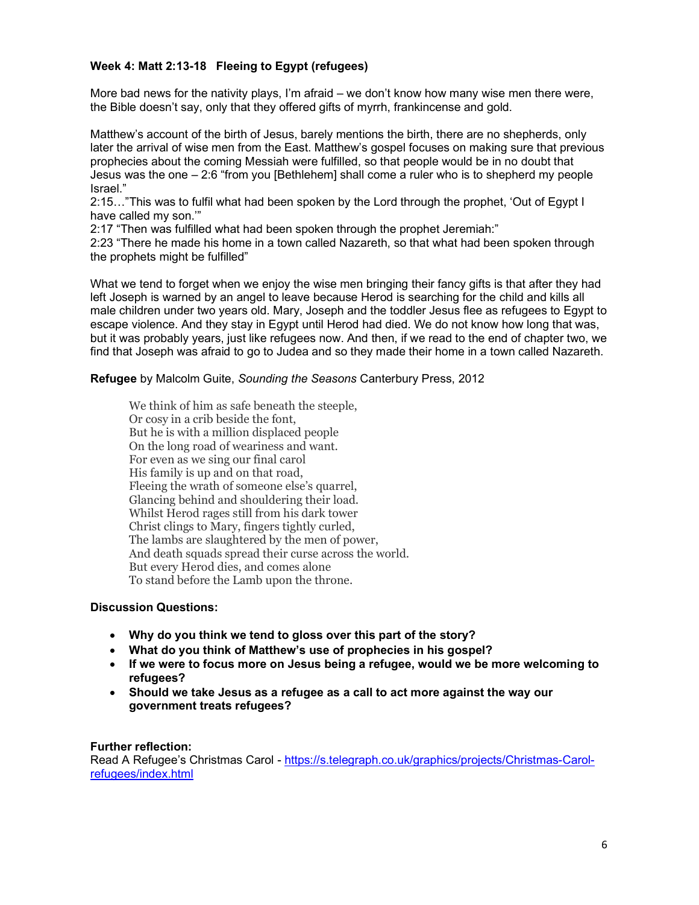**Week 4: Matt 2:13-18 Fleeing to Egypt (refugees)**

More bad news for the nativity plays, I'm afraid – we don't know how many wise men there were, the Bible doesn't say, only that they offered gifts of myrrh, frankincense and gold.

Matthew's account of the birth of Jesus, barely mentions the birth, there are no shepherds, only later the arrival of wise men from the East. Matthew's gospel focuses on making sure that previous prophecies about the coming Messiah were fulfilled, so that people would be in no doubt that Jesus was the one – 2:6 "from you [Bethlehem] shall come a ruler who is to shepherd my people Israel."
2:15…"This was to fulfil what had been spoken by the Lord through the prophet, 'Out of Egypt I have called my son.'"
2:17 "Then was fulfilled what had been spoken through the prophet Jeremiah:"
2:23 "There he made his home in a town called Nazareth, so that what had been spoken through the prophets might be fulfilled"

What we tend to forget when we enjoy the wise men bringing their fancy gifts is that after they had left Joseph is warned by an angel to leave because Herod is searching for the child and kills all male children under two years old. Mary, Joseph and the toddler Jesus flee as refugees to Egypt to escape violence. And they stay in Egypt until Herod had died. We do not know how long that was, but it was probably years, just like refugees now. And then, if we read to the end of chapter two, we find that Joseph was afraid to go to Judea and so they made their home in a town called Nazareth.

**Refugee** by Malcolm Guite, *Sounding the Seasons* Canterbury Press, 2012

> We think of him as safe beneath the steeple,
> Or cosy in a crib beside the font,
> But he is with a million displaced people
> On the long road of weariness and want.
> For even as we sing our final carol
> His family is up and on that road,
> Fleeing the wrath of someone else's quarrel,
> Glancing behind and shouldering their load.
> Whilst Herod rages still from his dark tower
> Christ clings to Mary, fingers tightly curled,
> The lambs are slaughtered by the men of power,
> And death squads spread their curse across the world.
> But every Herod dies, and comes alone
> To stand before the Lamb upon the throne.

**Discussion Questions:**

- **Why do you think we tend to gloss over this part of the story?**
- **What do you think of Matthew's use of prophecies in his gospel?**
- **If we were to focus more on Jesus being a refugee, would we be more welcoming to refugees?**
- **Should we take Jesus as a refugee as a call to act more against the way our government treats refugees?**

**Further reflection:**
Read A Refugee's Christmas Carol - https://s.telegraph.co.uk/graphics/projects/Christmas-Carol-refugees/index.html